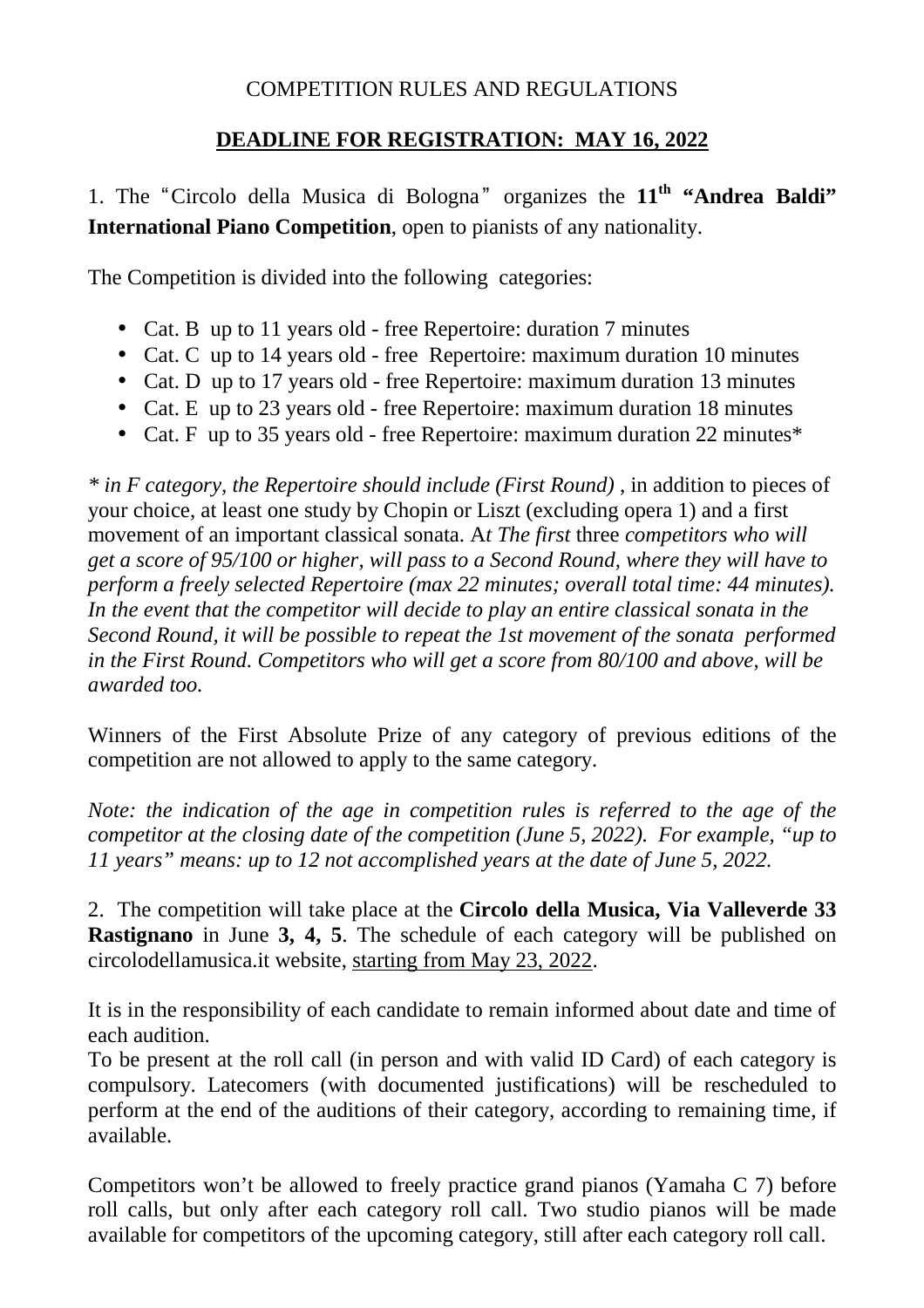# COMPETITION RULES AND REGULATIONS

## DEADLINE FOR REGISTRATION: MAY 16, 2022

1. The "Circolo della Musica di Bologna" organizes the **11th "Andrea Baldi" International Piano Competition**, open to pianists of any nationality.

The Competition is divided into the following categories:

- Cat. B up to 11 years old - free Repertoire: duration 7 minutes
- Cat. C up to 14 years old - free Repertoire: maximum duration 10 minutes
- Cat. D up to 17 years old - free Repertoire: maximum duration 13 minutes
- Cat. E up to 23 years old - free Repertoire: maximum duration 18 minutes
- Cat. F up to 35 years old - free Repertoire: maximum duration 22 minutes*

*\* in F category, the Repertoire should include (First Round) ,* in addition to pieces of your choice, at least one study by Chopin or Liszt (excluding opera 1) and a first movement of an important classical sonata. A*t The first* three *competitors who will get a score of 95/100 or higher, will pass to a Second Round, where they will have to perform a freely selected Repertoire (max 22 minutes; overall total time: 44 minutes). In the event that the competitor will decide to play an entire classical sonata in the Second Round, it will be possible to repeat the 1st movement of the sonata performed in the First Round. Competitors who will get a score from 80/100 and above, will be awarded too.*

Winners of the First Absolute Prize of any category of previous editions of the competition are not allowed to apply to the same category.

*Note: the indication of the age in competition rules is referred to the age of the competitor at the closing date of the competition (June 5, 2022). For example, "up to 11 years" means: up to 12 not accomplished years at the date of June 5, 2022.*

2. The competition will take place at the **Circolo della Musica, Via Valleverde 33 Rastignano** in June **3, 4, 5**. The schedule of each category will be published on circolodellamusica.it website, starting from May 23, 2022.

It is in the responsibility of each candidate to remain informed about date and time of each audition.
To be present at the roll call (in person and with valid ID Card) of each category is compulsory. Latecomers (with documented justifications) will be rescheduled to perform at the end of the auditions of their category, according to remaining time, if available.

Competitors won't be allowed to freely practice grand pianos (Yamaha C 7) before roll calls, but only after each category roll call. Two studio pianos will be made available for competitors of the upcoming category, still after each category roll call.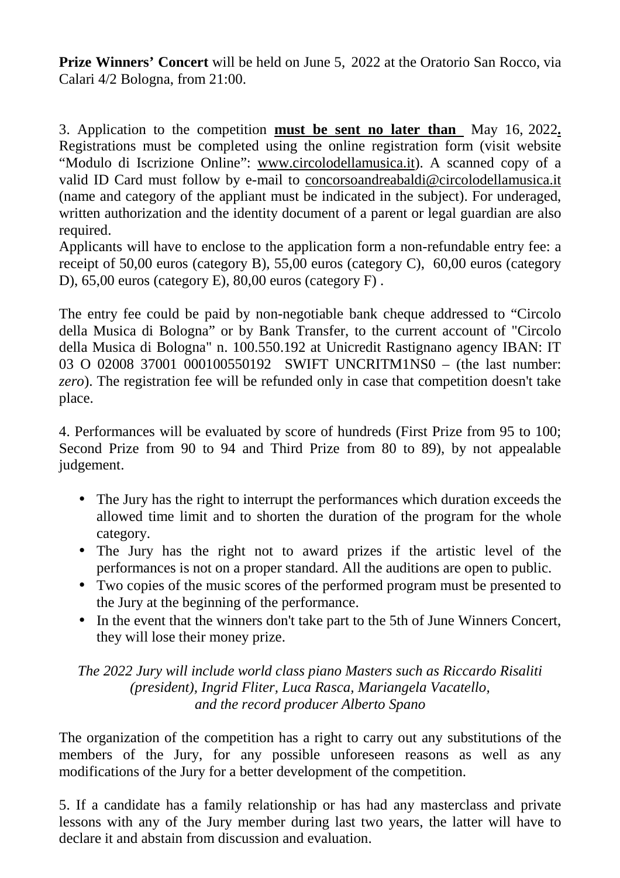**Prize Winners' Concert** will be held on June 5, 2022 at the Oratorio San Rocco, via Calari 4/2 Bologna, from 21:00.

3. Application to the competition **must be sent no later than** May 16, 2022**.** Registrations must be completed using the online registration form (visit website "Modulo di Iscrizione Online": www.circolodellamusica.it). A scanned copy of a valid ID Card must follow by e-mail to concorsoandreabaldi@circolodellamusica.it (name and category of the appliant must be indicated in the subject). For underaged, written authorization and the identity document of a parent or legal guardian are also required.
Applicants will have to enclose to the application form a non-refundable entry fee: a receipt of 50,00 euros (category B), 55,00 euros (category C), 60,00 euros (category D), 65,00 euros (category E), 80,00 euros (category F) .

The entry fee could be paid by non-negotiable bank cheque addressed to "Circolo della Musica di Bologna" or by Bank Transfer, to the current account of "Circolo della Musica di Bologna" n. 100.550.192 at Unicredit Rastignano agency IBAN: IT 03 O 02008 37001 000100550192 SWIFT UNCRITM1NS0 – (the last number: *zero*). The registration fee will be refunded only in case that competition doesn't take place.

4. Performances will be evaluated by score of hundreds (First Prize from 95 to 100; Second Prize from 90 to 94 and Third Prize from 80 to 89), by not appealable judgement.

- The Jury has the right to interrupt the performances which duration exceeds the allowed time limit and to shorten the duration of the program for the whole category.
- The Jury has the right not to award prizes if the artistic level of the performances is not on a proper standard. All the auditions are open to public.
- Two copies of the music scores of the performed program must be presented to the Jury at the beginning of the performance.
- In the event that the winners don't take part to the 5th of June Winners Concert, they will lose their money prize.

*The 2022 Jury will include world class piano Masters such as Riccardo Risaliti (president), Ingrid Fliter, Luca Rasca, Mariangela Vacatello, and the record producer Alberto Spano*

The organization of the competition has a right to carry out any substitutions of the members of the Jury, for any possible unforeseen reasons as well as any modifications of the Jury for a better development of the competition.

5. If a candidate has a family relationship or has had any masterclass and private lessons with any of the Jury member during last two years, the latter will have to declare it and abstain from discussion and evaluation.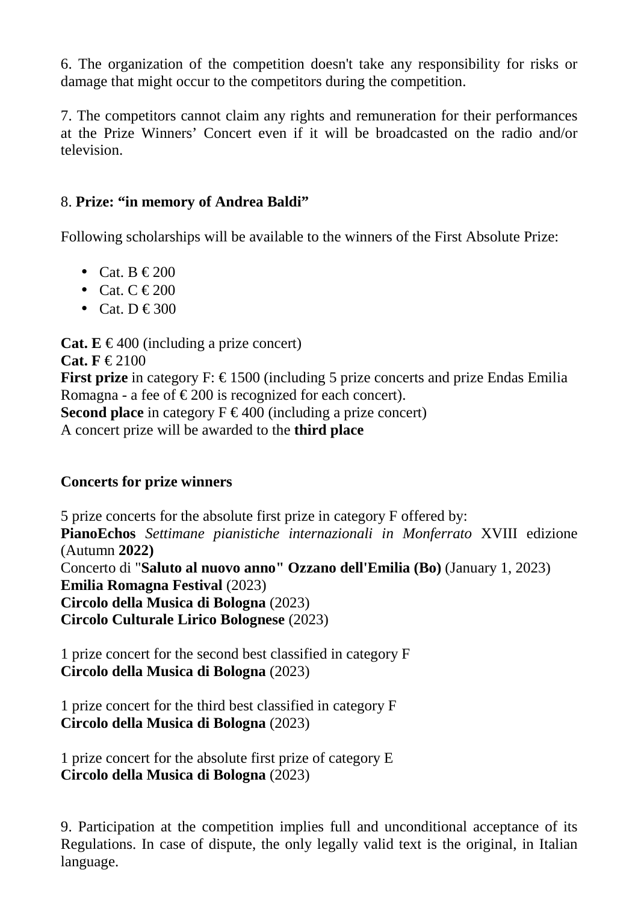6. The organization of the competition doesn't take any responsibility for risks or damage that might occur to the competitors during the competition.

7. The competitors cannot claim any rights and remuneration for their performances at the Prize Winners' Concert even if it will be broadcasted on the radio and/or television.

8. **Prize: "in memory of Andrea Baldi"**

Following scholarships will be available to the winners of the First Absolute Prize:

- Cat. B € 200
- Cat. C € 200
- Cat. D € 300

**Cat. E** € 400 (including a prize concert)
**Cat. F** € 2100
**First prize** in category F: € 1500 (including 5 prize concerts and prize Endas Emilia Romagna - a fee of € 200 is recognized for each concert).
**Second place** in category F € 400 (including a prize concert)
A concert prize will be awarded to the **third place**

**Concerts for prize winners**

5 prize concerts for the absolute first prize in category F offered by:
**PianoEchos** *Settimane pianistiche internazionali in Monferrato* XVIII edizione (Autumn **2022)**
Concerto di "**Saluto al nuovo anno" Ozzano dell'Emilia (Bo)** (January 1, 2023)
**Emilia Romagna Festival** (2023)
**Circolo della Musica di Bologna** (2023)
**Circolo Culturale Lirico Bolognese** (2023)

1 prize concert for the second best classified in category F
**Circolo della Musica di Bologna** (2023)

1 prize concert for the third best classified in category F
**Circolo della Musica di Bologna** (2023)

1 prize concert for the absolute first prize of category E
**Circolo della Musica di Bologna** (2023)

9. Participation at the competition implies full and unconditional acceptance of its Regulations. In case of dispute, the only legally valid text is the original, in Italian language.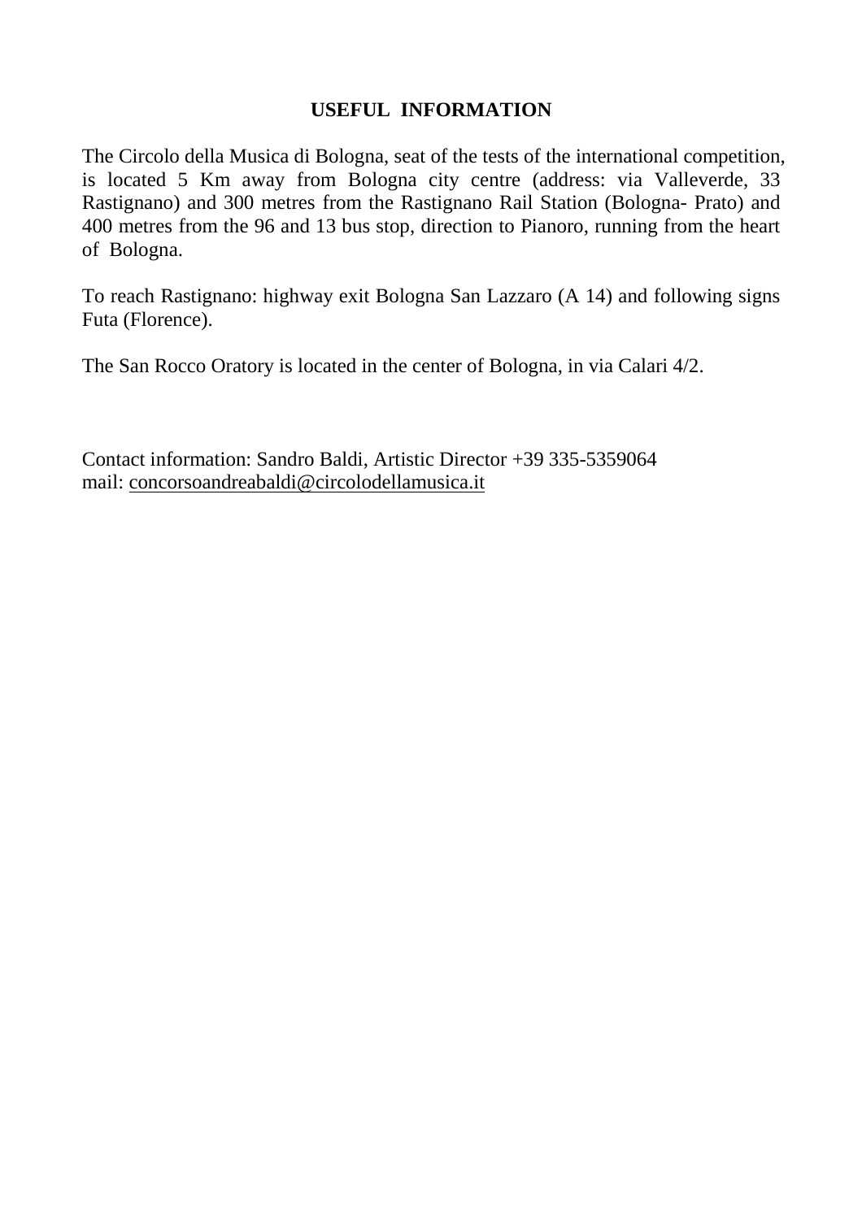## USEFUL INFORMATION

The Circolo della Musica di Bologna, seat of the tests of the international competition, is located 5 Km away from Bologna city centre (address: via Valleverde, 33 Rastignano) and 300 metres from the Rastignano Rail Station (Bologna- Prato) and 400 metres from the 96 and 13 bus stop, direction to Pianoro, running from the heart of Bologna.

To reach Rastignano: highway exit Bologna San Lazzaro (A 14) and following signs Futa (Florence).

The San Rocco Oratory is located in the center of Bologna, in via Calari 4/2.

Contact information: Sandro Baldi, Artistic Director +39 335-5359064
mail: concorsoandreabaldi@circolodellamusica.it